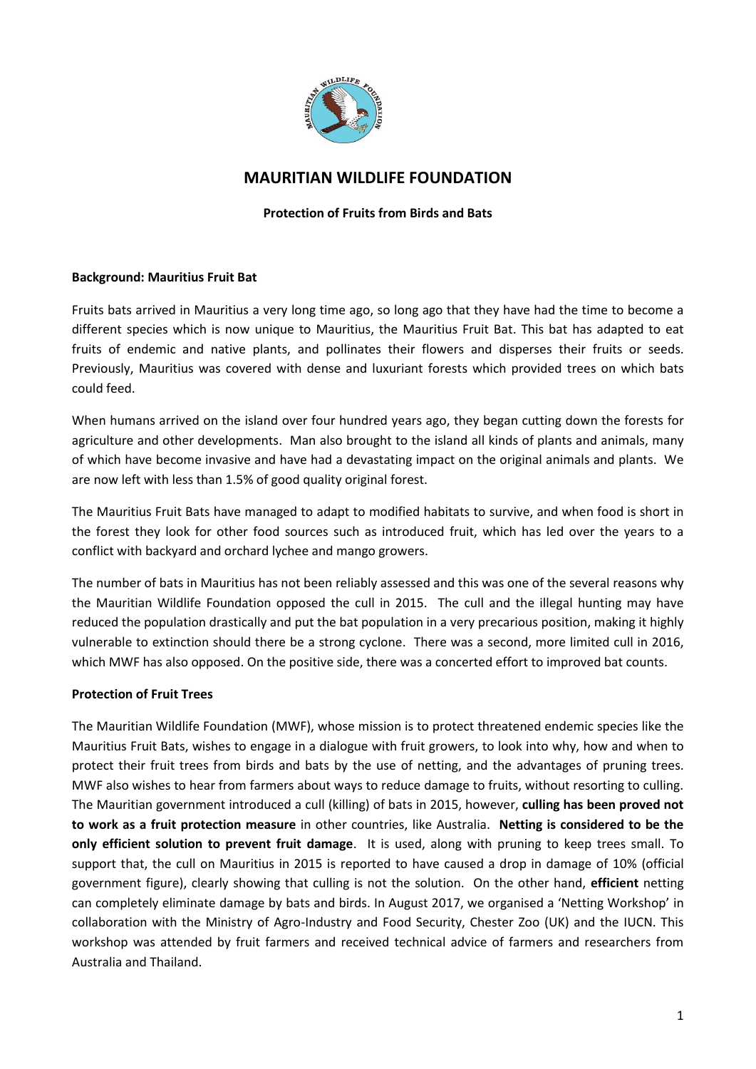# MAURITIAN WILDLIFE FOUNDATION

**Protection of Fruits from Birds and Bats**

**Background: Mauritius Fruit Bat**

Fruits bats arrived in Mauritius a very long time ago, so long ago that they have had the time to become a different species which is now unique to Mauritius, the Mauritius Fruit Bat. This bat has adapted to eat fruits of endemic and native plants, and pollinates their flowers and disperses their fruits or seeds. Previously, Mauritius was covered with dense and luxuriant forests which provided trees on which bats could feed.

When humans arrived on the island over four hundred years ago, they began cutting down the forests for agriculture and other developments. Man also brought to the island all kinds of plants and animals, many of which have become invasive and have had a devastating impact on the original animals and plants. We are now left with less than 1.5% of good quality original forest.

The Mauritius Fruit Bats have managed to adapt to modified habitats to survive, and when food is short in the forest they look for other food sources such as introduced fruit, which has led over the years to a conflict with backyard and orchard lychee and mango growers.

The number of bats in Mauritius has not been reliably assessed and this was one of the several reasons why the Mauritian Wildlife Foundation opposed the cull in 2015. The cull and the illegal hunting may have reduced the population drastically and put the bat population in a very precarious position, making it highly vulnerable to extinction should there be a strong cyclone. There was a second, more limited cull in 2016, which MWF has also opposed. On the positive side, there was a concerted effort to improved bat counts.

**Protection of Fruit Trees**

The Mauritian Wildlife Foundation (MWF), whose mission is to protect threatened endemic species like the Mauritius Fruit Bats, wishes to engage in a dialogue with fruit growers, to look into why, how and when to protect their fruit trees from birds and bats by the use of netting, and the advantages of pruning trees. MWF also wishes to hear from farmers about ways to reduce damage to fruits, without resorting to culling. The Mauritian government introduced a cull (killing) of bats in 2015, however, **culling has been proved not to work as a fruit protection measure** in other countries, like Australia. **Netting is considered to be the only efficient solution to prevent fruit damage**. It is used, along with pruning to keep trees small. To support that, the cull on Mauritius in 2015 is reported to have caused a drop in damage of 10% (official government figure), clearly showing that culling is not the solution. On the other hand, **efficient** netting can completely eliminate damage by bats and birds. In August 2017, we organised a 'Netting Workshop' in collaboration with the Ministry of Agro-Industry and Food Security, Chester Zoo (UK) and the IUCN. This workshop was attended by fruit farmers and received technical advice of farmers and researchers from Australia and Thailand.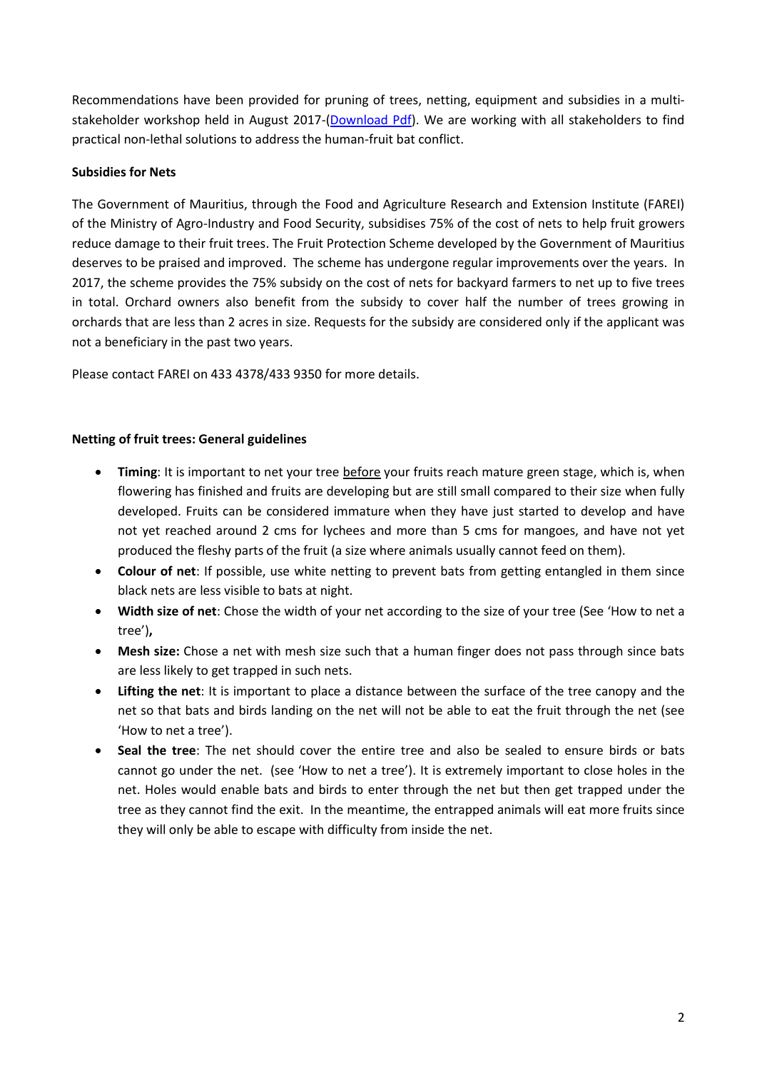Recommendations have been provided for pruning of trees, netting, equipment and subsidies in a multi-stakeholder workshop held in August 2017-(Download Pdf). We are working with all stakeholders to find practical non-lethal solutions to address the human-fruit bat conflict.

**Subsidies for Nets**

The Government of Mauritius, through the Food and Agriculture Research and Extension Institute (FAREI) of the Ministry of Agro-Industry and Food Security, subsidises 75% of the cost of nets to help fruit growers reduce damage to their fruit trees. The Fruit Protection Scheme developed by the Government of Mauritius deserves to be praised and improved. The scheme has undergone regular improvements over the years. In 2017, the scheme provides the 75% subsidy on the cost of nets for backyard farmers to net up to five trees in total. Orchard owners also benefit from the subsidy to cover half the number of trees growing in orchards that are less than 2 acres in size. Requests for the subsidy are considered only if the applicant was not a beneficiary in the past two years.

Please contact FAREI on 433 4378/433 9350 for more details.

**Netting of fruit trees: General guidelines**

- **Timing**: It is important to net your tree before your fruits reach mature green stage, which is, when flowering has finished and fruits are developing but are still small compared to their size when fully developed. Fruits can be considered immature when they have just started to develop and have not yet reached around 2 cms for lychees and more than 5 cms for mangoes, and have not yet produced the fleshy parts of the fruit (a size where animals usually cannot feed on them).
- **Colour of net**: If possible, use white netting to prevent bats from getting entangled in them since black nets are less visible to bats at night.
- **Width size of net**: Chose the width of your net according to the size of your tree (See 'How to net a tree')**,**
- **Mesh size:** Chose a net with mesh size such that a human finger does not pass through since bats are less likely to get trapped in such nets.
- **Lifting the net**: It is important to place a distance between the surface of the tree canopy and the net so that bats and birds landing on the net will not be able to eat the fruit through the net (see 'How to net a tree').
- **Seal the tree**: The net should cover the entire tree and also be sealed to ensure birds or bats cannot go under the net. (see 'How to net a tree'). It is extremely important to close holes in the net. Holes would enable bats and birds to enter through the net but then get trapped under the tree as they cannot find the exit. In the meantime, the entrapped animals will eat more fruits since they will only be able to escape with difficulty from inside the net.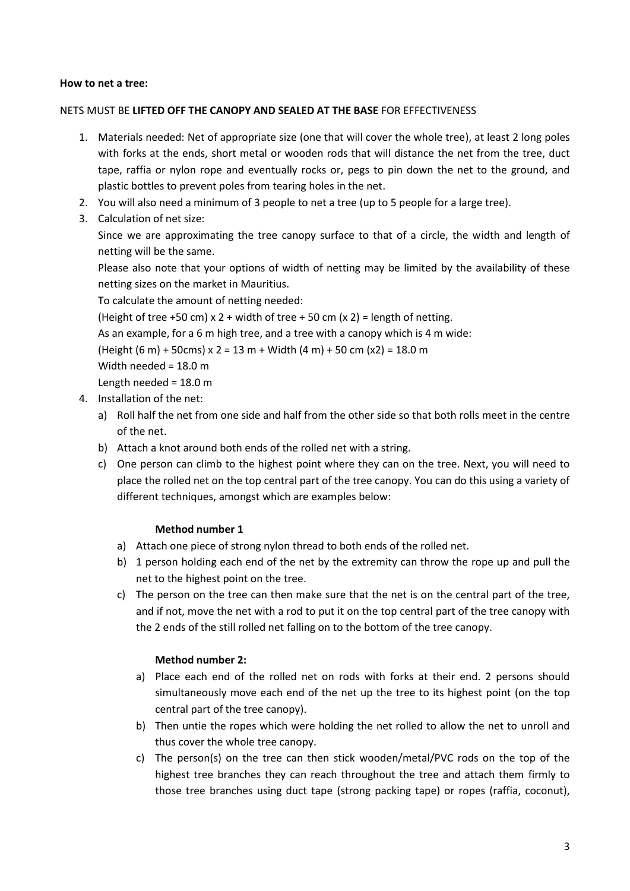**How to net a tree:**

NETS MUST BE **LIFTED OFF THE CANOPY AND SEALED AT THE BASE** FOR EFFECTIVENESS

1. Materials needed: Net of appropriate size (one that will cover the whole tree), at least 2 long poles with forks at the ends, short metal or wooden rods that will distance the net from the tree, duct tape, raffia or nylon rope and eventually rocks or, pegs to pin down the net to the ground, and plastic bottles to prevent poles from tearing holes in the net.
2. You will also need a minimum of 3 people to net a tree (up to 5 people for a large tree).
3. Calculation of net size:

   Since we are approximating the tree canopy surface to that of a circle, the width and length of netting will be the same.

   Please also note that your options of width of netting may be limited by the availability of these netting sizes on the market in Mauritius.

   To calculate the amount of netting needed:

   (Height of tree +50 cm) x 2 + width of tree + 50 cm (x 2) = length of netting.

   As an example, for a 6 m high tree, and a tree with a canopy which is 4 m wide:

   (Height (6 m) + 50cms) x 2 = 13 m + Width (4 m) + 50 cm (x2) = 18.0 m

   Width needed = 18.0 m

   Length needed = 18.0 m
4. Installation of the net:
   a) Roll half the net from one side and half from the other side so that both rolls meet in the centre of the net.
   b) Attach a knot around both ends of the rolled net with a string.
   c) One person can climb to the highest point where they can on the tree. Next, you will need to place the rolled net on the top central part of the tree canopy. You can do this using a variety of different techniques, amongst which are examples below:

   **Method number 1**

   a) Attach one piece of strong nylon thread to both ends of the rolled net.
   b) 1 person holding each end of the net by the extremity can throw the rope up and pull the net to the highest point on the tree.
   c) The person on the tree can then make sure that the net is on the central part of the tree, and if not, move the net with a rod to put it on the top central part of the tree canopy with the 2 ends of the still rolled net falling on to the bottom of the tree canopy.

   **Method number 2:**

   a) Place each end of the rolled net on rods with forks at their end. 2 persons should simultaneously move each end of the net up the tree to its highest point (on the top central part of the tree canopy).
   b) Then untie the ropes which were holding the net rolled to allow the net to unroll and thus cover the whole tree canopy.
   c) The person(s) on the tree can then stick wooden/metal/PVC rods on the top of the highest tree branches they can reach throughout the tree and attach them firmly to those tree branches using duct tape (strong packing tape) or ropes (raffia, coconut),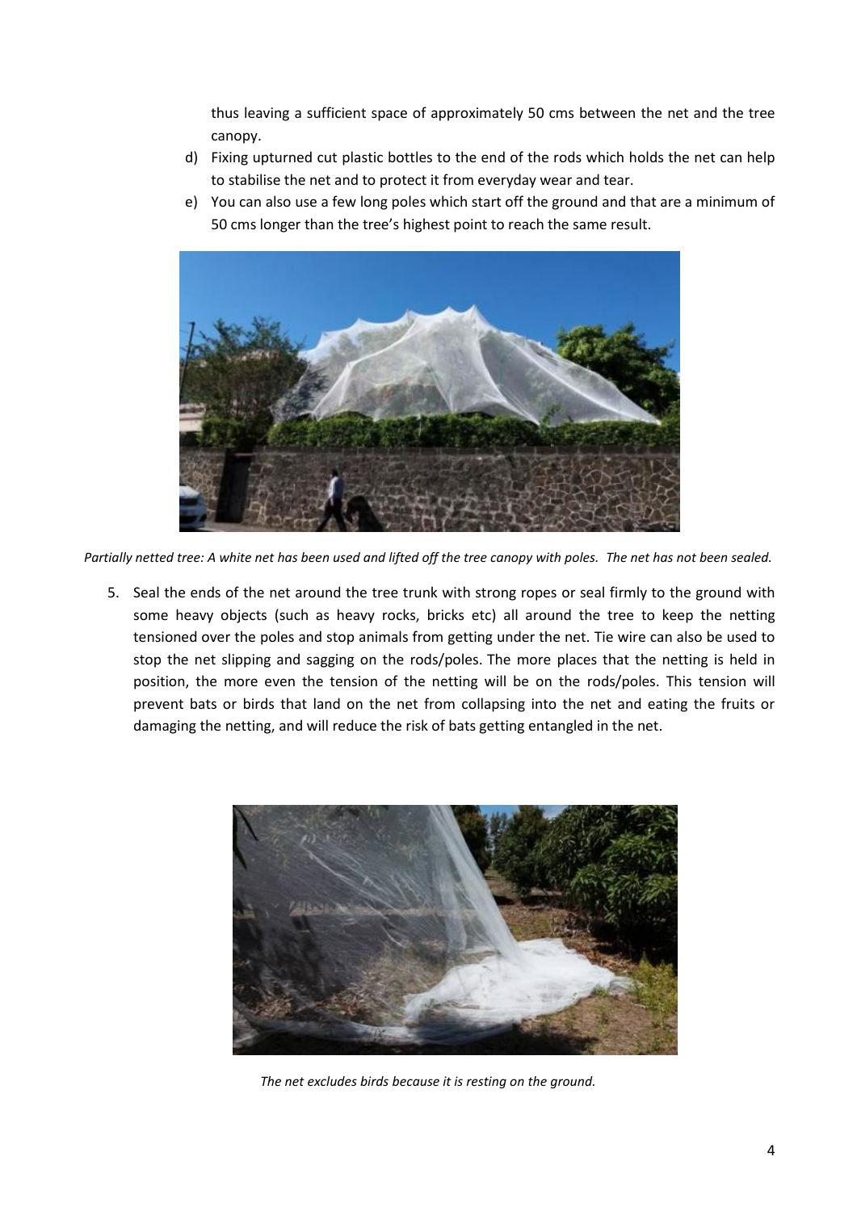thus leaving a sufficient space of approximately 50 cms between the net and the tree canopy.

d) Fixing upturned cut plastic bottles to the end of the rods which holds the net can help to stabilise the net and to protect it from everyday wear and tear.

e) You can also use a few long poles which start off the ground and that are a minimum of 50 cms longer than the tree's highest point to reach the same result.

*Partially netted tree: A white net has been used and lifted off the tree canopy with poles. The net has not been sealed.*

5. Seal the ends of the net around the tree trunk with strong ropes or seal firmly to the ground with some heavy objects (such as heavy rocks, bricks etc) all around the tree to keep the netting tensioned over the poles and stop animals from getting under the net. Tie wire can also be used to stop the net slipping and sagging on the rods/poles. The more places that the netting is held in position, the more even the tension of the netting will be on the rods/poles. This tension will prevent bats or birds that land on the net from collapsing into the net and eating the fruits or damaging the netting, and will reduce the risk of bats getting entangled in the net.

*The net excludes birds because it is resting on the ground.*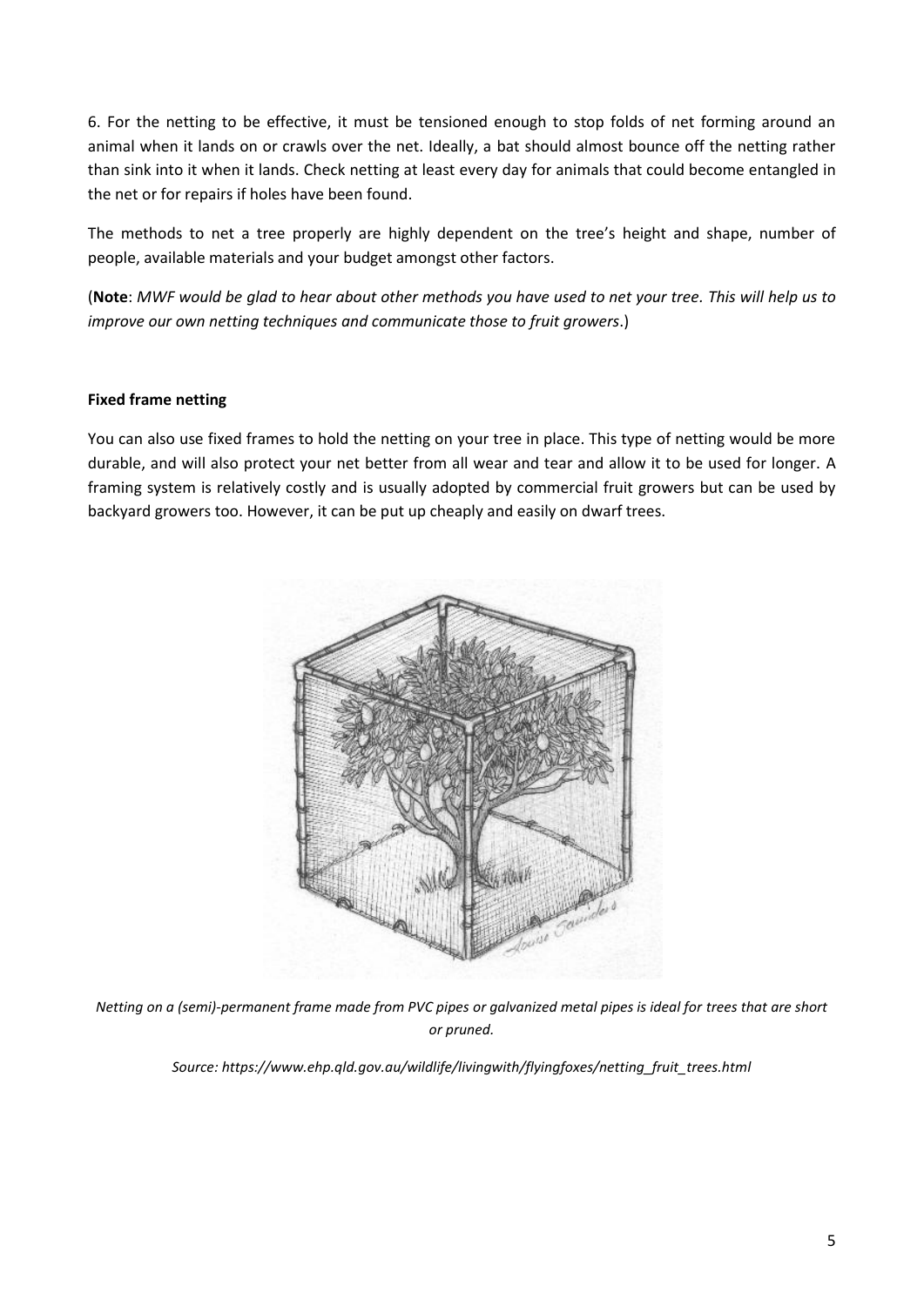6. For the netting to be effective, it must be tensioned enough to stop folds of net forming around an animal when it lands on or crawls over the net. Ideally, a bat should almost bounce off the netting rather than sink into it when it lands. Check netting at least every day for animals that could become entangled in the net or for repairs if holes have been found.

The methods to net a tree properly are highly dependent on the tree's height and shape, number of people, available materials and your budget amongst other factors.

(**Note**: *MWF would be glad to hear about other methods you have used to net your tree. This will help us to improve our own netting techniques and communicate those to fruit growers*.)

**Fixed frame netting**

You can also use fixed frames to hold the netting on your tree in place. This type of netting would be more durable, and will also protect your net better from all wear and tear and allow it to be used for longer. A framing system is relatively costly and is usually adopted by commercial fruit growers but can be used by backyard growers too. However, it can be put up cheaply and easily on dwarf trees.

*Netting on a (semi)-permanent frame made from PVC pipes or galvanized metal pipes is ideal for trees that are short or pruned.*

*Source: https://www.ehp.qld.gov.au/wildlife/livingwith/flyingfoxes/netting_fruit_trees.html*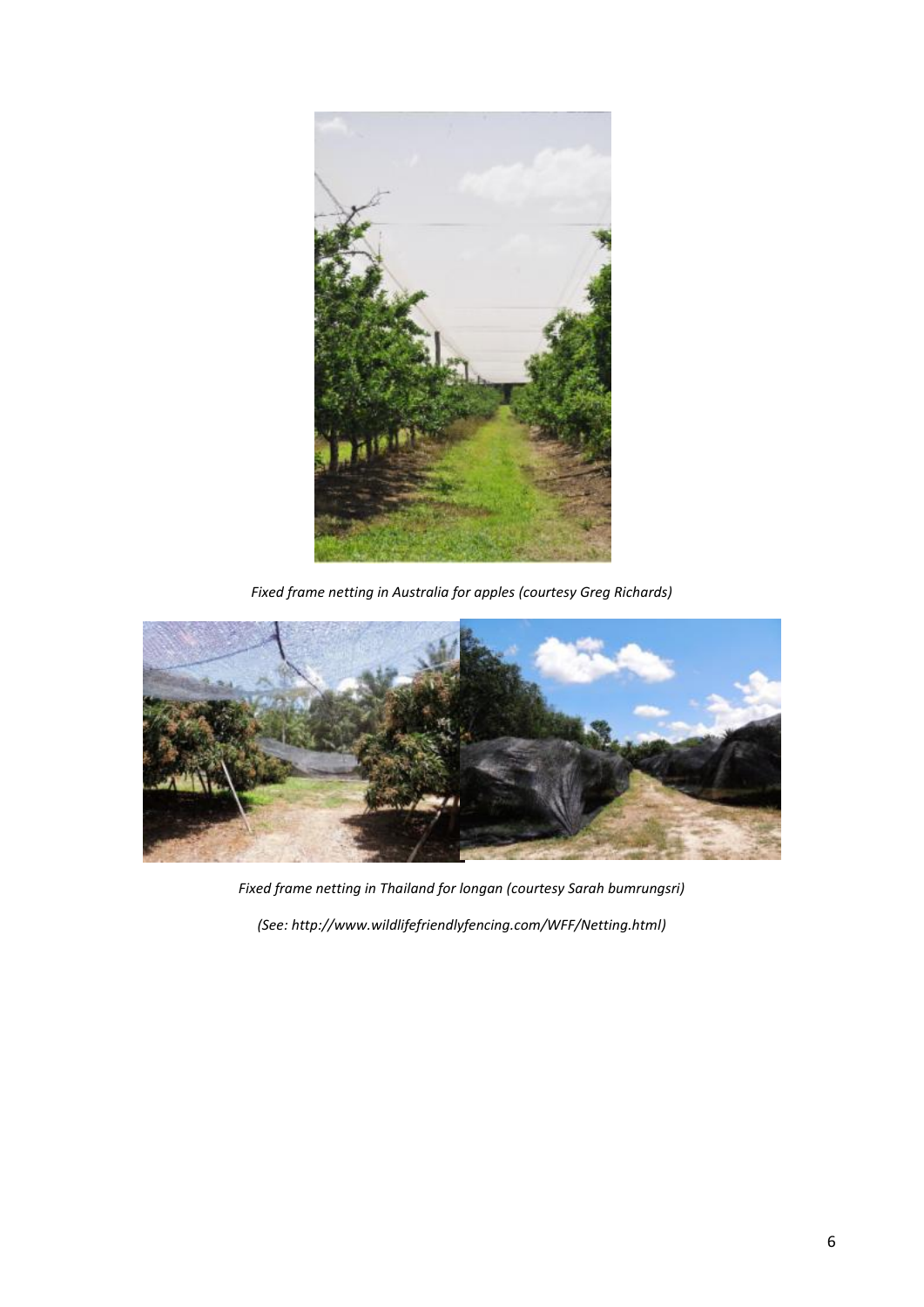*Fixed frame netting in Australia for apples (courtesy Greg Richards)*

*Fixed frame netting in Thailand for longan (courtesy Sarah bumrungsri)*

*(See: http://www.wildlifefriendlyfencing.com/WFF/Netting.html)*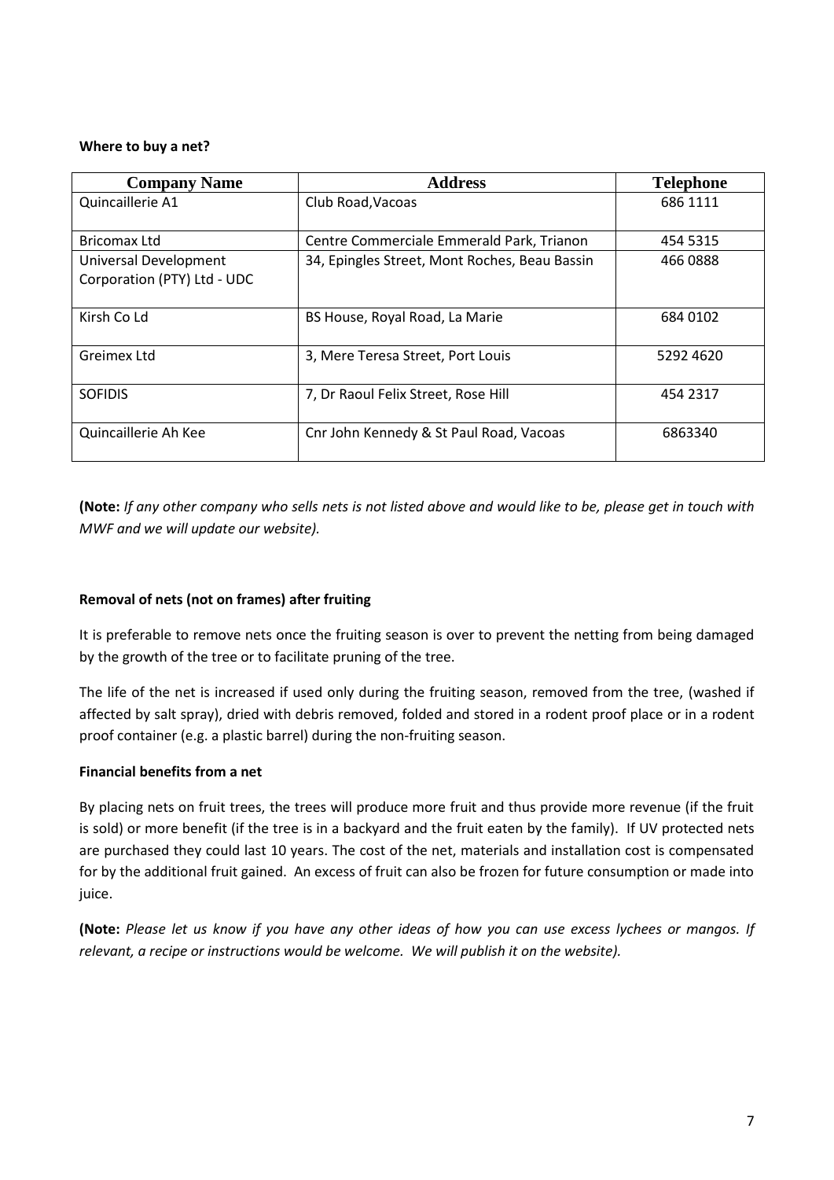**Where to buy a net?**

| Company Name | Address | Telephone |
|---|---|---|
| Quincaillerie A1 | Club Road,Vacoas | 686 1111 |
| Bricomax Ltd | Centre Commerciale Emmerald Park, Trianon | 454 5315 |
| Universal Development Corporation (PTY) Ltd - UDC | 34, Epingles Street, Mont Roches, Beau Bassin | 466 0888 |
| Kirsh Co Ld | BS House, Royal Road, La Marie | 684 0102 |
| Greimex Ltd | 3, Mere Teresa Street, Port Louis | 5292 4620 |
| SOFIDIS | 7, Dr Raoul Felix Street, Rose Hill | 454 2317 |
| Quincaillerie Ah Kee | Cnr John Kennedy & St Paul Road, Vacoas | 6863340 |

**(Note:** *If any other company who sells nets is not listed above and would like to be, please get in touch with MWF and we will update our website).*

**Removal of nets (not on frames) after fruiting**

It is preferable to remove nets once the fruiting season is over to prevent the netting from being damaged by the growth of the tree or to facilitate pruning of the tree.

The life of the net is increased if used only during the fruiting season, removed from the tree, (washed if affected by salt spray), dried with debris removed, folded and stored in a rodent proof place or in a rodent proof container (e.g. a plastic barrel) during the non-fruiting season.

**Financial benefits from a net**

By placing nets on fruit trees, the trees will produce more fruit and thus provide more revenue (if the fruit is sold) or more benefit (if the tree is in a backyard and the fruit eaten by the family). If UV protected nets are purchased they could last 10 years. The cost of the net, materials and installation cost is compensated for by the additional fruit gained. An excess of fruit can also be frozen for future consumption or made into juice.

**(Note:** *Please let us know if you have any other ideas of how you can use excess lychees or mangos. If relevant, a recipe or instructions would be welcome. We will publish it on the website).*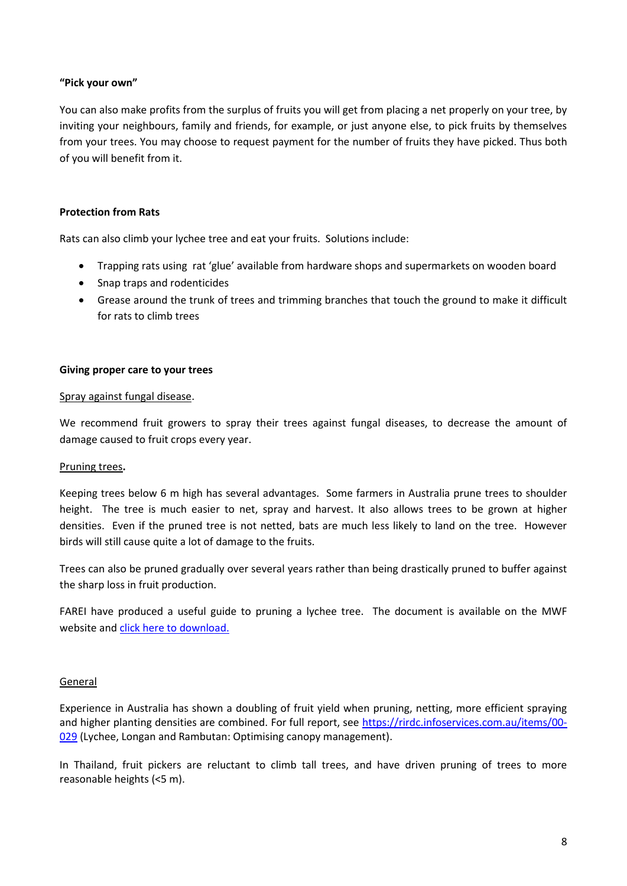**“Pick your own”**

You can also make profits from the surplus of fruits you will get from placing a net properly on your tree, by inviting your neighbours, family and friends, for example, or just anyone else, to pick fruits by themselves from your trees. You may choose to request payment for the number of fruits they have picked. Thus both of you will benefit from it.

**Protection from Rats**

Rats can also climb your lychee tree and eat your fruits. Solutions include:

- Trapping rats using rat ‘glue’ available from hardware shops and supermarkets on wooden board
- Snap traps and rodenticides
- Grease around the trunk of trees and trimming branches that touch the ground to make it difficult for rats to climb trees

**Giving proper care to your trees**

<u>Spray against fungal disease</u>.

We recommend fruit growers to spray their trees against fungal diseases, to decrease the amount of damage caused to fruit crops every year.

<u>Pruning trees</u>**.**

Keeping trees below 6 m high has several advantages. Some farmers in Australia prune trees to shoulder height. The tree is much easier to net, spray and harvest. It also allows trees to be grown at higher densities. Even if the pruned tree is not netted, bats are much less likely to land on the tree. However birds will still cause quite a lot of damage to the fruits.

Trees can also be pruned gradually over several years rather than being drastically pruned to buffer against the sharp loss in fruit production.

FAREI have produced a useful guide to pruning a lychee tree. The document is available on the MWF website and [click here to download.]()

<u>General</u>

Experience in Australia has shown a doubling of fruit yield when pruning, netting, more efficient spraying and higher planting densities are combined. For full report, see [https://rirdc.infoservices.com.au/items/00-029](https://rirdc.infoservices.com.au/items/00-029) (Lychee, Longan and Rambutan: Optimising canopy management).

In Thailand, fruit pickers are reluctant to climb tall trees, and have driven pruning of trees to more reasonable heights (<5 m).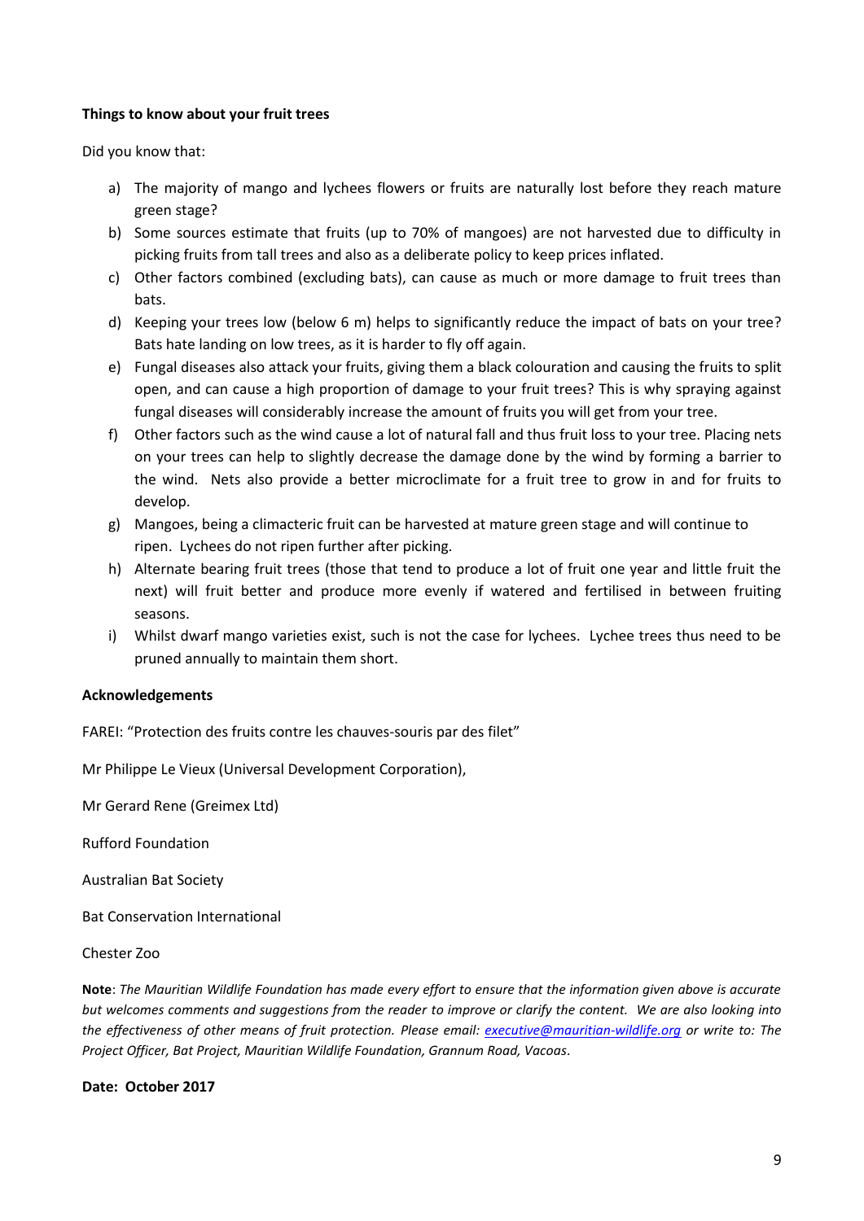**Things to know about your fruit trees**

Did you know that:

a) The majority of mango and lychees flowers or fruits are naturally lost before they reach mature green stage?
b) Some sources estimate that fruits (up to 70% of mangoes) are not harvested due to difficulty in picking fruits from tall trees and also as a deliberate policy to keep prices inflated.
c) Other factors combined (excluding bats), can cause as much or more damage to fruit trees than bats.
d) Keeping your trees low (below 6 m) helps to significantly reduce the impact of bats on your tree? Bats hate landing on low trees, as it is harder to fly off again.
e) Fungal diseases also attack your fruits, giving them a black colouration and causing the fruits to split open, and can cause a high proportion of damage to your fruit trees? This is why spraying against fungal diseases will considerably increase the amount of fruits you will get from your tree.
f) Other factors such as the wind cause a lot of natural fall and thus fruit loss to your tree. Placing nets on your trees can help to slightly decrease the damage done by the wind by forming a barrier to the wind. Nets also provide a better microclimate for a fruit tree to grow in and for fruits to develop.
g) Mangoes, being a climacteric fruit can be harvested at mature green stage and will continue to ripen. Lychees do not ripen further after picking.
h) Alternate bearing fruit trees (those that tend to produce a lot of fruit one year and little fruit the next) will fruit better and produce more evenly if watered and fertilised in between fruiting seasons.
i) Whilst dwarf mango varieties exist, such is not the case for lychees. Lychee trees thus need to be pruned annually to maintain them short.

**Acknowledgements**

FAREI: "Protection des fruits contre les chauves-souris par des filet"

Mr Philippe Le Vieux (Universal Development Corporation),

Mr Gerard Rene (Greimex Ltd)

Rufford Foundation

Australian Bat Society

Bat Conservation International

Chester Zoo

**Note**: *The Mauritian Wildlife Foundation has made every effort to ensure that the information given above is accurate but welcomes comments and suggestions from the reader to improve or clarify the content. We are also looking into the effectiveness of other means of fruit protection. Please email: executive@mauritian-wildlife.org or write to: The Project Officer, Bat Project, Mauritian Wildlife Foundation, Grannum Road, Vacoas.*

**Date: October 2017**